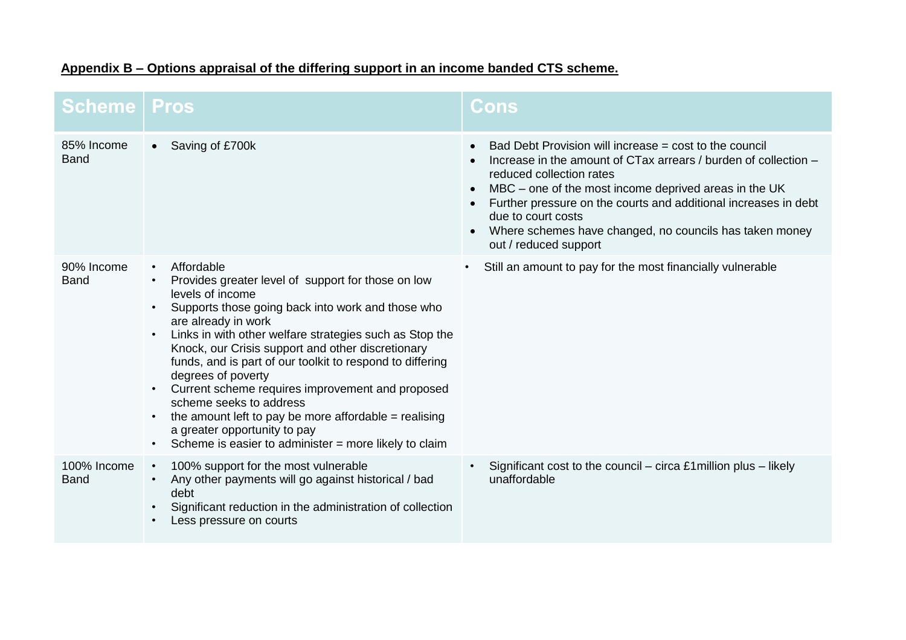**<u>Appendix B – Options appraisal of the differing support in an income banded CTS scheme.</u>**

| Scheme | Pros | Cons |
|---|---|---|
| 85% Income Band | • Saving of £700k | • Bad Debt Provision will increase = cost to the council<br>• Increase in the amount of CTax arrears / burden of collection – reduced collection rates<br>• MBC – one of the most income deprived areas in the UK<br>• Further pressure on the courts and additional increases in debt due to court costs<br>• Where schemes have changed, no councils has taken money out / reduced support |
| 90% Income Band | • Affordable<br>• Provides greater level of support for those on low levels of income<br>• Supports those going back into work and those who are already in work<br>• Links in with other welfare strategies such as Stop the Knock, our Crisis support and other discretionary funds, and is part of our toolkit to respond to differing degrees of poverty<br>• Current scheme requires improvement and proposed scheme seeks to address<br>• the amount left to pay be more affordable = realising a greater opportunity to pay<br>• Scheme is easier to administer = more likely to claim | • Still an amount to pay for the most financially vulnerable |
| 100% Income Band | • 100% support for the most vulnerable<br>• Any other payments will go against historical / bad debt<br>• Significant reduction in the administration of collection<br>• Less pressure on courts | • Significant cost to the council – circa £1million plus – likely unaffordable |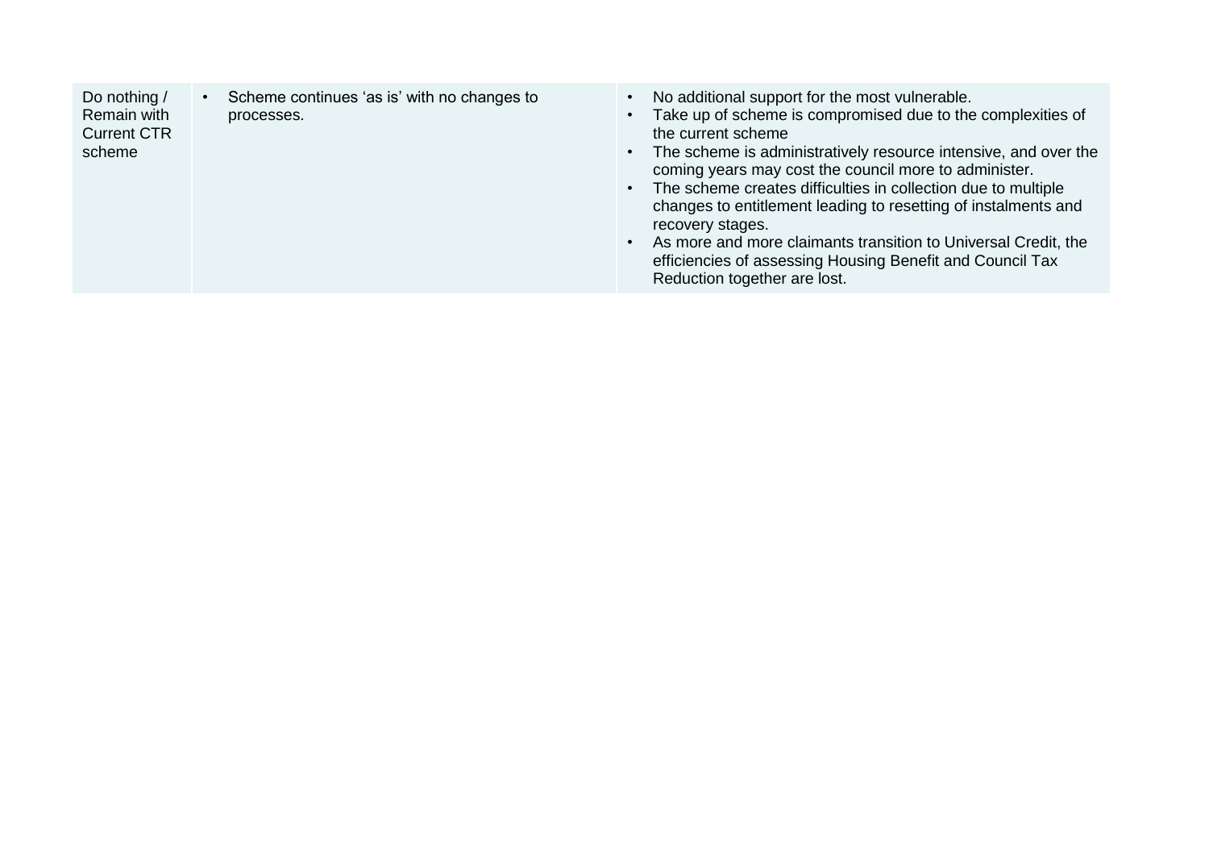| | | |
|---|---|---|
| Do nothing / Remain with Current CTR scheme | • Scheme continues 'as is' with no changes to processes. | • No additional support for the most vulnerable.<br>• Take up of scheme is compromised due to the complexities of the current scheme<br>• The scheme is administratively resource intensive, and over the coming years may cost the council more to administer.<br>• The scheme creates difficulties in collection due to multiple changes to entitlement leading to resetting of instalments and recovery stages.<br>• As more and more claimants transition to Universal Credit, the efficiencies of assessing Housing Benefit and Council Tax Reduction together are lost. |